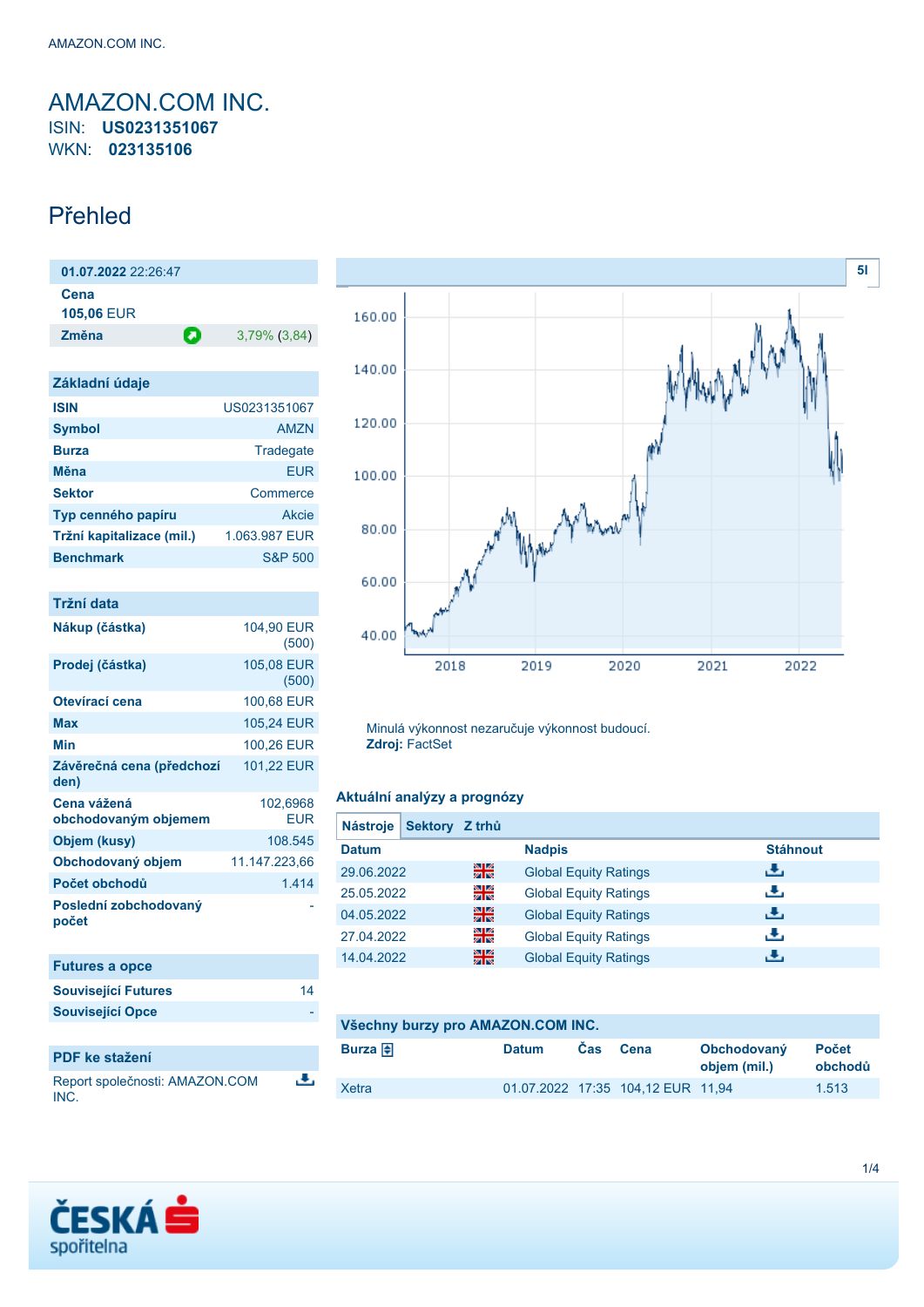# AMAZON.COM INC.

ISIN: **US0231351067**
WKN: **023135106**

## Přehled

| **01.07.2022** 22:26:47 | |
|---|---|
| **Cena** | |
| **105,06** EUR | |
| **Změna** | 3,79% (3,84) |

| Základní údaje | |
|---|---|
| **ISIN** | US0231351067 |
| **Symbol** | AMZN |
| **Burza** | Tradegate |
| **Měna** | EUR |
| **Sektor** | Commerce |
| **Typ cenného papíru** | Akcie |
| **Tržní kapitalizace (mil.)** | 1.063.987 EUR |
| **Benchmark** | S&P 500 |

| Tržní data | |
|---|---|
| **Nákup (částka)** | 104,90 EUR (500) |
| **Prodej (částka)** | 105,08 EUR (500) |
| **Otevírací cena** | 100,68 EUR |
| **Max** | 105,24 EUR |
| **Min** | 100,26 EUR |
| **Závěrečná cena (předchozí den)** | 101,22 EUR |
| **Cena vážená obchodovaným objemem** | 102,6968 EUR |
| **Objem (kusy)** | 108.545 |
| **Obchodovaný objem** | 11.147.223,66 |
| **Počet obchodů** | 1.414 |
| **Poslední zobchodovaný počet** | - |

| Futures a opce | |
|---|---|
| **Související Futures** | 14 |
| **Související Opce** | - |

### PDF ke stažení

Report společnosti: AMAZON.COM INC.

Minulá výkonnost nezaručuje výkonnost budoucí.
**Zdroj:** FactSet

### Aktuální analýzy a prognózy

**Nástroje** | **Sektory** | **Z trhů**

| Datum | Nadpis | Stáhnout |
|---|---|---|
| 29.06.2022 | Global Equity Ratings | |
| 25.05.2022 | Global Equity Ratings | |
| 04.05.2022 | Global Equity Ratings | |
| 27.04.2022 | Global Equity Ratings | |
| 14.04.2022 | Global Equity Ratings | |

### Všechny burzy pro AMAZON.COM INC.

| Burza | Datum | Čas | Cena | Obchodovaný objem (mil.) | Počet obchodů |
|---|---|---|---|---|---|
| Xetra | 01.07.2022 | 17:35 | 104,12 EUR | 11,94 | 1.513 |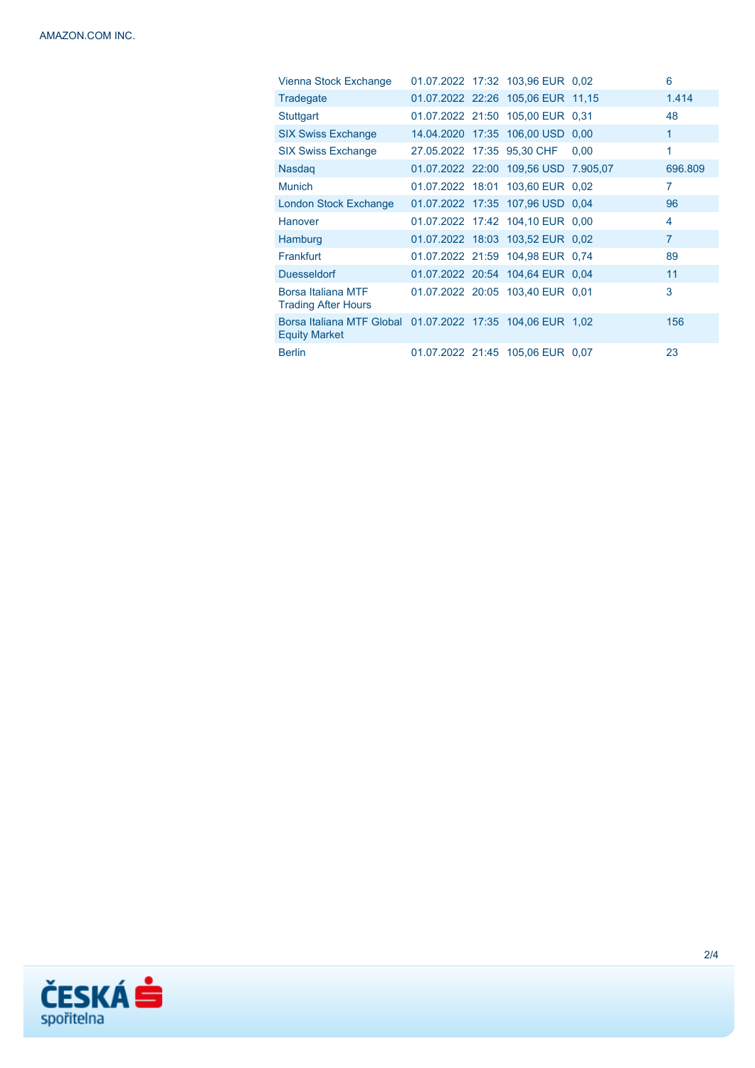| | | | | | |
|---|---|---|---|---|---|
| Vienna Stock Exchange | 01.07.2022 | 17:32 | 103,96 EUR | 0,02 | 6 |
| Tradegate | 01.07.2022 | 22:26 | 105,06 EUR | 11,15 | 1.414 |
| Stuttgart | 01.07.2022 | 21:50 | 105,00 EUR | 0,31 | 48 |
| SIX Swiss Exchange | 14.04.2020 | 17:35 | 106,00 USD | 0,00 | 1 |
| SIX Swiss Exchange | 27.05.2022 | 17:35 | 95,30 CHF | 0,00 | 1 |
| Nasdaq | 01.07.2022 | 22:00 | 109,56 USD | 7.905,07 | 696.809 |
| Munich | 01.07.2022 | 18:01 | 103,60 EUR | 0,02 | 7 |
| London Stock Exchange | 01.07.2022 | 17:35 | 107,96 USD | 0,04 | 96 |
| Hanover | 01.07.2022 | 17:42 | 104,10 EUR | 0,00 | 4 |
| Hamburg | 01.07.2022 | 18:03 | 103,52 EUR | 0,02 | 7 |
| Frankfurt | 01.07.2022 | 21:59 | 104,98 EUR | 0,74 | 89 |
| Duesseldorf | 01.07.2022 | 20:54 | 104,64 EUR | 0,04 | 11 |
| Borsa Italiana MTF Trading After Hours | 01.07.2022 | 20:05 | 103,40 EUR | 0,01 | 3 |
| Borsa Italiana MTF Global Equity Market | 01.07.2022 | 17:35 | 104,06 EUR | 1,02 | 156 |
| Berlin | 01.07.2022 | 21:45 | 105,06 EUR | 0,07 | 23 |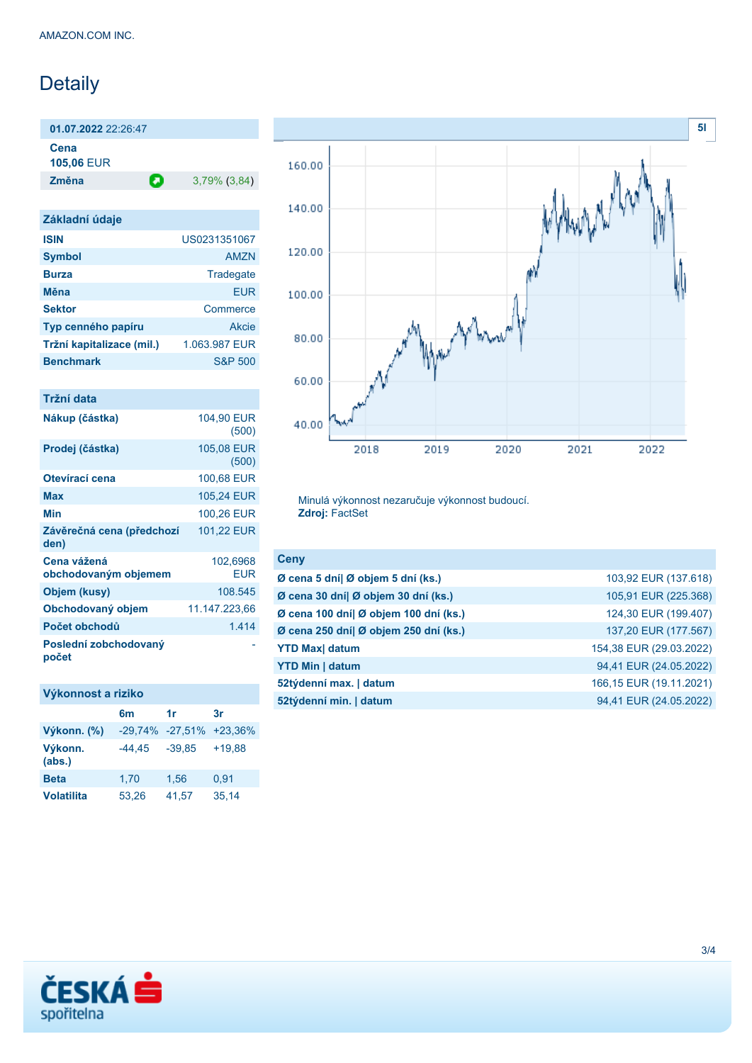# Detaily

**01.07.2022** 22:26:47

| | | |
|---|---|---|
| **Cena** | | |
| **105,06** EUR | | |
| **Změna** | | 3,79% (3,84) |

## Základní údaje

| | |
|---|---|
| **ISIN** | US0231351067 |
| **Symbol** | AMZN |
| **Burza** | Tradegate |
| **Měna** | EUR |
| **Sektor** | Commerce |
| **Typ cenného papíru** | Akcie |
| **Tržní kapitalizace (mil.)** | 1.063.987 EUR |
| **Benchmark** | S&P 500 |

## Tržní data

| | |
|---|---|
| **Nákup (částka)** | 104,90 EUR (500) |
| **Prodej (částka)** | 105,08 EUR (500) |
| **Otevírací cena** | 100,68 EUR |
| **Max** | 105,24 EUR |
| **Min** | 100,26 EUR |
| **Závěrečná cena (předchozí den)** | 101,22 EUR |
| **Cena vážená obchodovaným objemem** | 102,6968 EUR |
| **Objem (kusy)** | 108.545 |
| **Obchodovaný objem** | 11.147.223,66 |
| **Počet obchodů** | 1.414 |
| **Poslední zobchodovaný počet** | - |

## Výkonnost a riziko

| | 6m | 1r | 3r |
|---|---|---|---|
| **Výkonn. (%)** | -29,74% | -27,51% | +23,36% |
| **Výkonn. (abs.)** | -44,45 | -39,85 | +19,88 |
| **Beta** | 1,70 | 1,56 | 0,91 |
| **Volatilita** | 53,26 | 41,57 | 35,14 |

5l

Minulá výkonnost nezaručuje výkonnost budoucí.
**Zdroj:** FactSet

## Ceny

| | |
|---|---|
| **Ø cena 5 dní\| Ø objem 5 dní (ks.)** | 103,92 EUR (137.618) |
| **Ø cena 30 dní\| Ø objem 30 dní (ks.)** | 105,91 EUR (225.368) |
| **Ø cena 100 dní\| Ø objem 100 dní (ks.)** | 124,30 EUR (199.407) |
| **Ø cena 250 dní\| Ø objem 250 dní (ks.)** | 137,20 EUR (177.567) |
| **YTD Max\| datum** | 154,38 EUR (29.03.2022) |
| **YTD Min \| datum** | 94,41 EUR (24.05.2022) |
| **52týdenní max. \| datum** | 166,15 EUR (19.11.2021) |
| **52týdenní min. \| datum** | 94,41 EUR (24.05.2022) |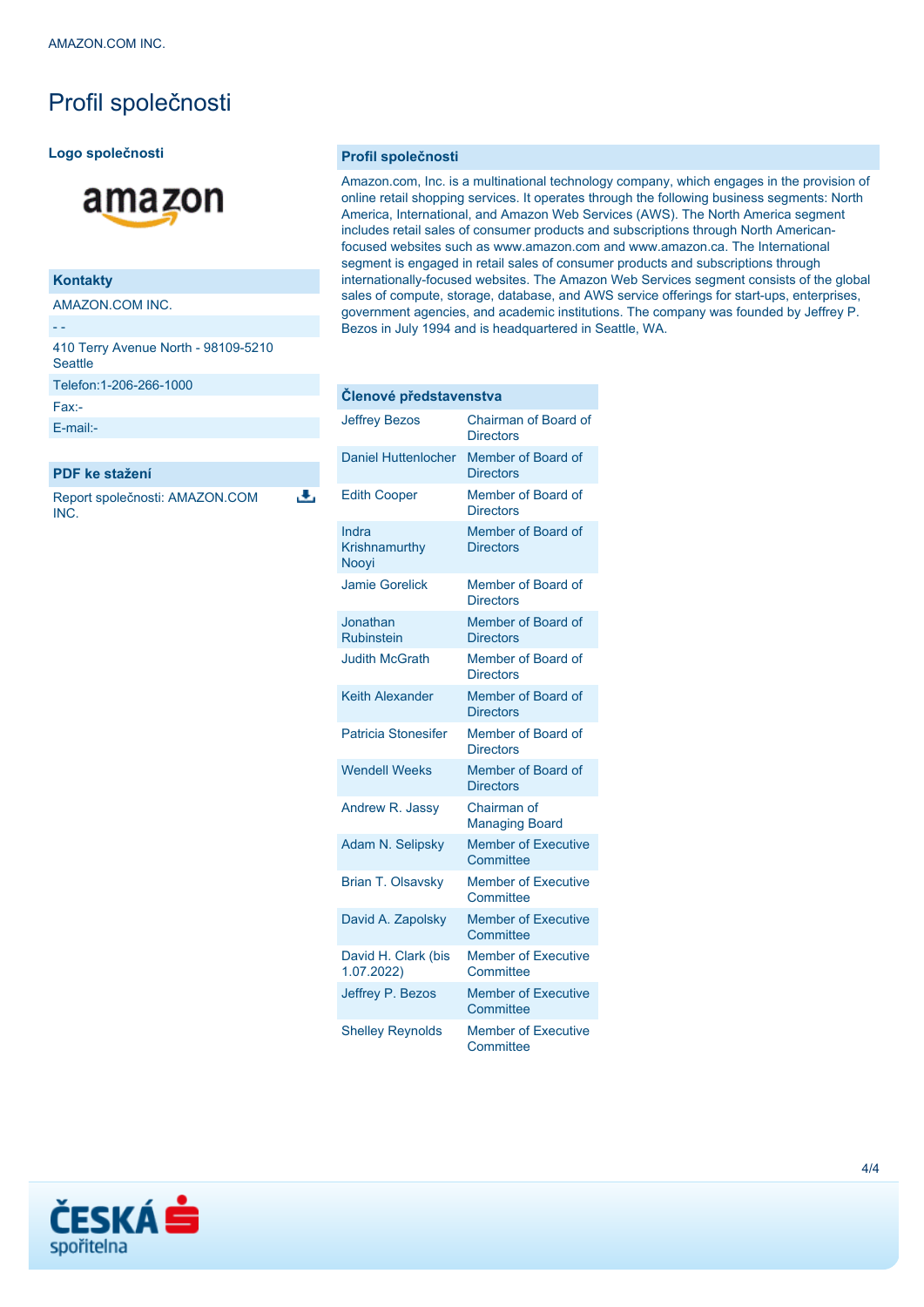# Profil společnosti

### Logo společnosti

### Kontakty

AMAZON.COM INC.

- -

410 Terry Avenue North - 98109-5210 Seattle

Telefon:1-206-266-1000

Fax:-

E-mail:-

### PDF ke stažení

Report společnosti: AMAZON.COM INC.

### Profil společnosti

Amazon.com, Inc. is a multinational technology company, which engages in the provision of online retail shopping services. It operates through the following business segments: North America, International, and Amazon Web Services (AWS). The North America segment includes retail sales of consumer products and subscriptions through North American-focused websites such as www.amazon.com and www.amazon.ca. The International segment is engaged in retail sales of consumer products and subscriptions through internationally-focused websites. The Amazon Web Services segment consists of the global sales of compute, storage, database, and AWS service offerings for start-ups, enterprises, government agencies, and academic institutions. The company was founded by Jeffrey P. Bezos in July 1994 and is headquartered in Seattle, WA.

### Členové představenstva

| | |
|---|---|
| Jeffrey Bezos | Chairman of Board of Directors |
| Daniel Huttenlocher | Member of Board of Directors |
| Edith Cooper | Member of Board of Directors |
| Indra Krishnamurthy Nooyi | Member of Board of Directors |
| Jamie Gorelick | Member of Board of Directors |
| Jonathan Rubinstein | Member of Board of Directors |
| Judith McGrath | Member of Board of Directors |
| Keith Alexander | Member of Board of Directors |
| Patricia Stonesifer | Member of Board of Directors |
| Wendell Weeks | Member of Board of Directors |
| Andrew R. Jassy | Chairman of Managing Board |
| Adam N. Selipsky | Member of Executive Committee |
| Brian T. Olsavsky | Member of Executive Committee |
| David A. Zapolsky | Member of Executive Committee |
| David H. Clark (bis 1.07.2022) | Member of Executive Committee |
| Jeffrey P. Bezos | Member of Executive Committee |
| Shelley Reynolds | Member of Executive Committee |